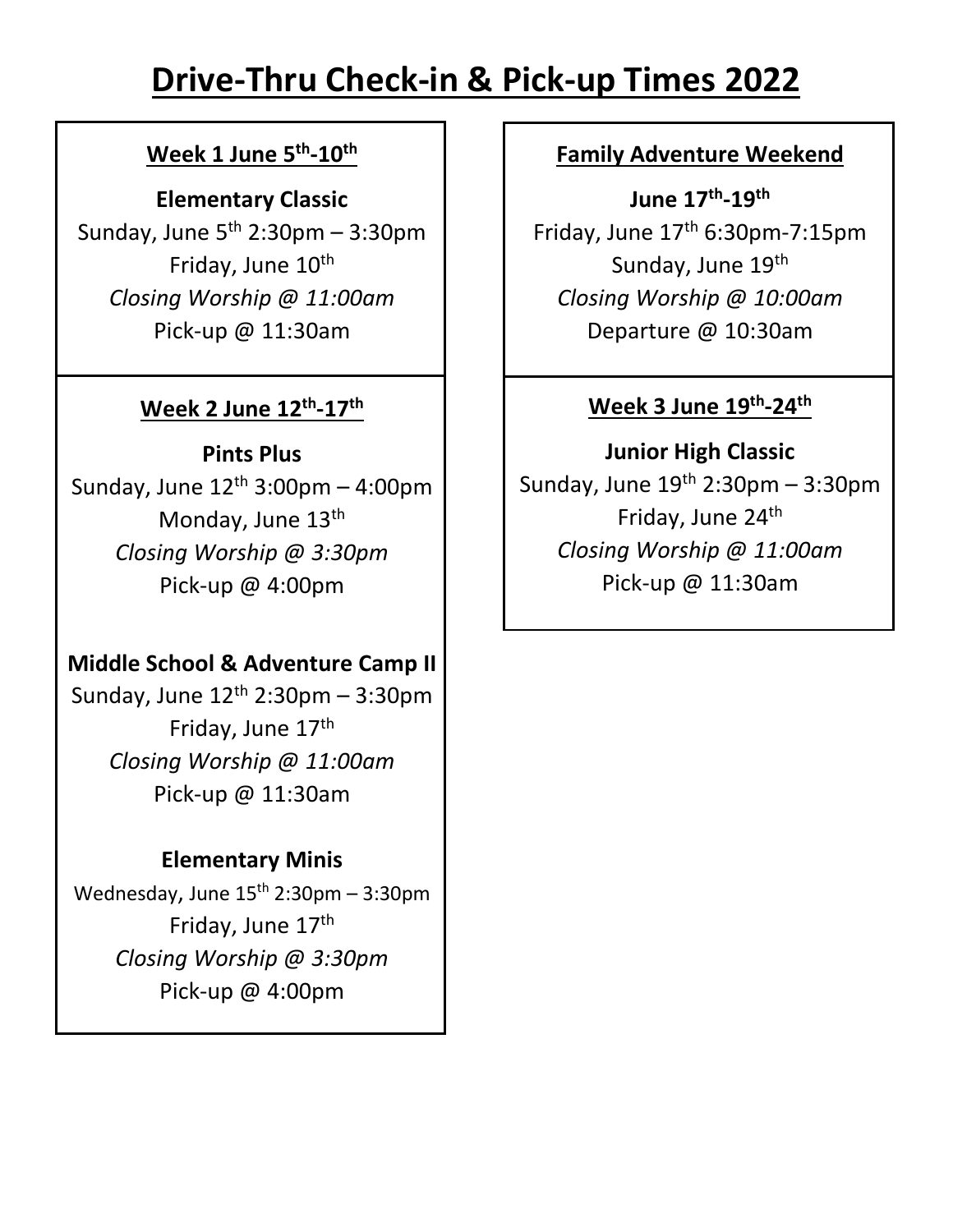# Drive-Thru Check-in & Pick-up Times 2022

## Week 1 June 5th-10th

**Elementary Classic**

Sunday, June 5th 2:30pm – 3:30pm

Friday, June 10th

*Closing Worship @ 11:00am*

Pick-up @ 11:30am

## Week 2 June 12th-17th

**Pints Plus**

Sunday, June 12th 3:00pm – 4:00pm

Monday, June 13th

*Closing Worship @ 3:30pm*

Pick-up @ 4:00pm

**Middle School & Adventure Camp II**

Sunday, June 12th 2:30pm – 3:30pm

Friday, June 17th

*Closing Worship @ 11:00am*

Pick-up @ 11:30am

**Elementary Minis**

Wednesday, June 15th 2:30pm – 3:30pm

Friday, June 17th

*Closing Worship @ 3:30pm*

Pick-up @ 4:00pm

## Family Adventure Weekend

**June 17th-19th**

Friday, June 17th 6:30pm-7:15pm

Sunday, June 19th

*Closing Worship @ 10:00am*

Departure @ 10:30am

## Week 3 June 19th-24th

**Junior High Classic**

Sunday, June 19th 2:30pm – 3:30pm

Friday, June 24th

*Closing Worship @ 11:00am*

Pick-up @ 11:30am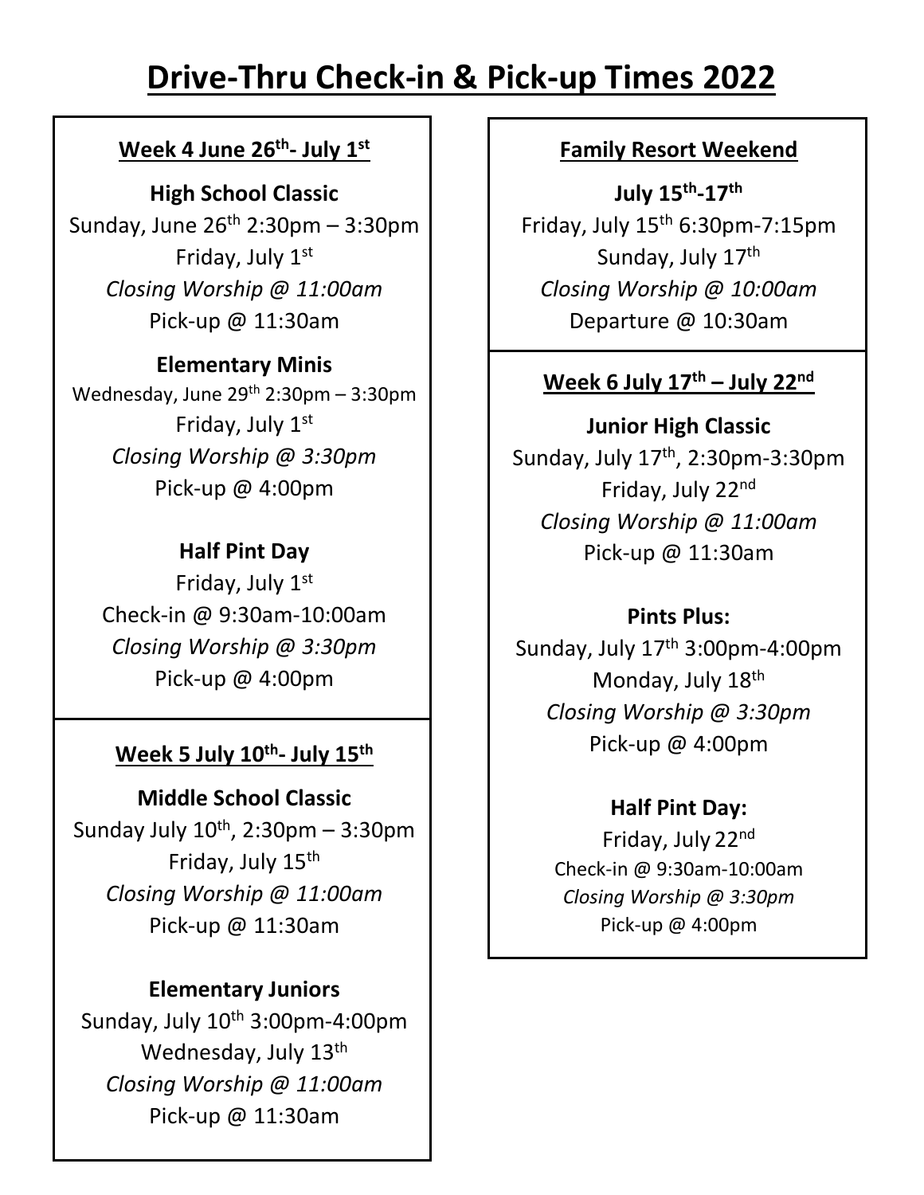# Drive-Thru Check-in & Pick-up Times 2022

## Week 4 June 26th- July 1st

**High School Classic**

Sunday, June 26th 2:30pm – 3:30pm
Friday, July 1st
*Closing Worship @ 11:00am*
Pick-up @ 11:30am

**Elementary Minis**

Wednesday, June 29th 2:30pm – 3:30pm
Friday, July 1st
*Closing Worship @ 3:30pm*
Pick-up @ 4:00pm

**Half Pint Day**

Friday, July 1st
Check-in @ 9:30am-10:00am
*Closing Worship @ 3:30pm*
Pick-up @ 4:00pm

## Week 5 July 10th- July 15th

**Middle School Classic**

Sunday July 10th, 2:30pm – 3:30pm
Friday, July 15th
*Closing Worship @ 11:00am*
Pick-up @ 11:30am

**Elementary Juniors**

Sunday, July 10th 3:00pm-4:00pm
Wednesday, July 13th
*Closing Worship @ 11:00am*
Pick-up @ 11:30am

## Family Resort Weekend

**July 15th-17th**

Friday, July 15th 6:30pm-7:15pm
Sunday, July 17th
*Closing Worship @ 10:00am*
Departure @ 10:30am

## Week 6 July 17th – July 22nd

**Junior High Classic**

Sunday, July 17th, 2:30pm-3:30pm
Friday, July 22nd
*Closing Worship @ 11:00am*
Pick-up @ 11:30am

**Pints Plus:**

Sunday, July 17th 3:00pm-4:00pm
Monday, July 18th
*Closing Worship @ 3:30pm*
Pick-up @ 4:00pm

**Half Pint Day:**

Friday, July 22nd
Check-in @ 9:30am-10:00am
*Closing Worship @ 3:30pm*
Pick-up @ 4:00pm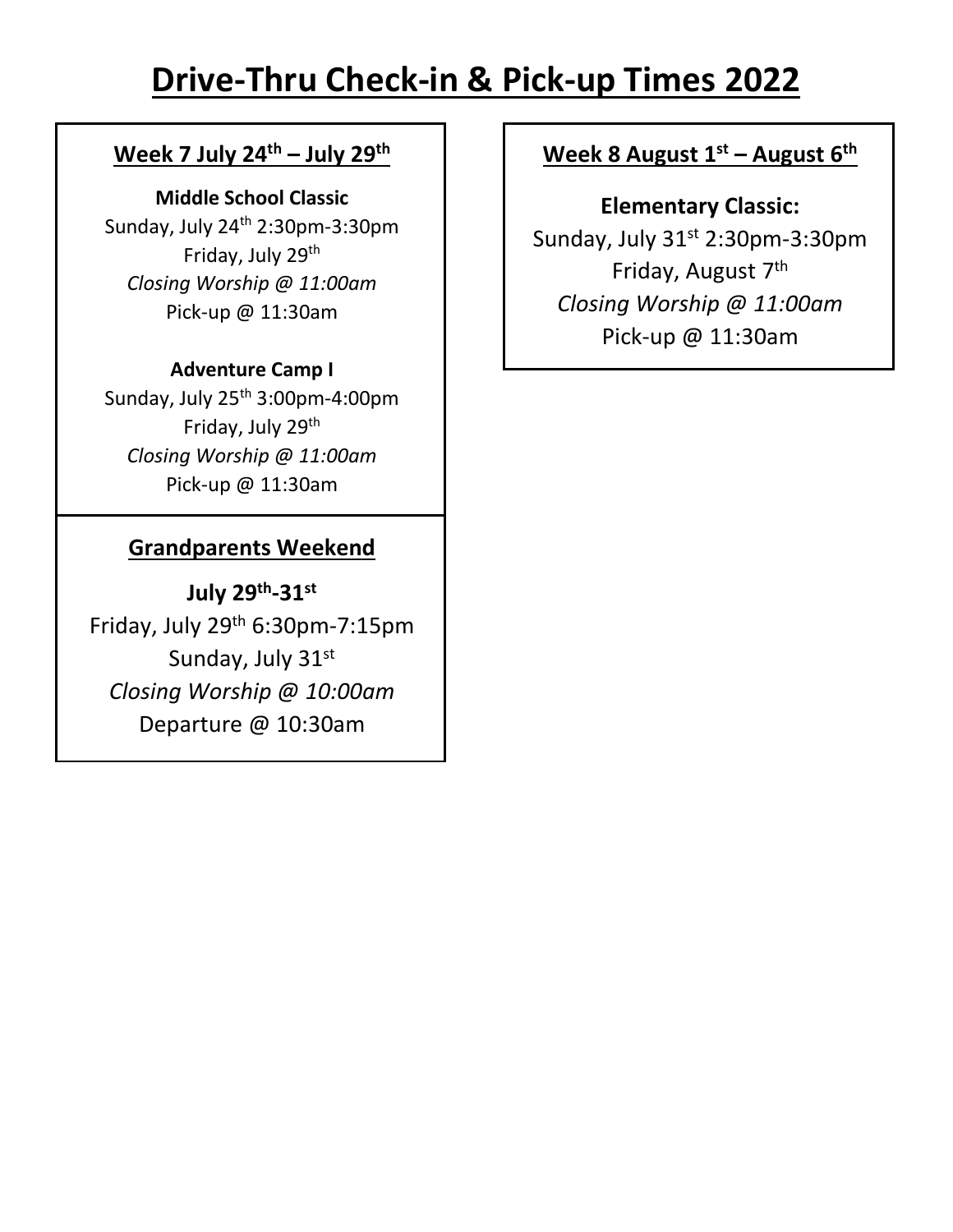# Drive-Thru Check-in & Pick-up Times 2022

## Week 7 July 24th – July 29th

**Middle School Classic**

Sunday, July 24th 2:30pm-3:30pm

Friday, July 29th

*Closing Worship @ 11:00am*

Pick-up @ 11:30am

**Adventure Camp I**

Sunday, July 25th 3:00pm-4:00pm

Friday, July 29th

*Closing Worship @ 11:00am*

Pick-up @ 11:30am

## Grandparents Weekend

**July 29th-31st**

Friday, July 29th 6:30pm-7:15pm

Sunday, July 31st

*Closing Worship @ 10:00am*

Departure @ 10:30am

## Week 8 August 1st – August 6th

**Elementary Classic:**

Sunday, July 31st 2:30pm-3:30pm

Friday, August 7th

*Closing Worship @ 11:00am*

Pick-up @ 11:30am